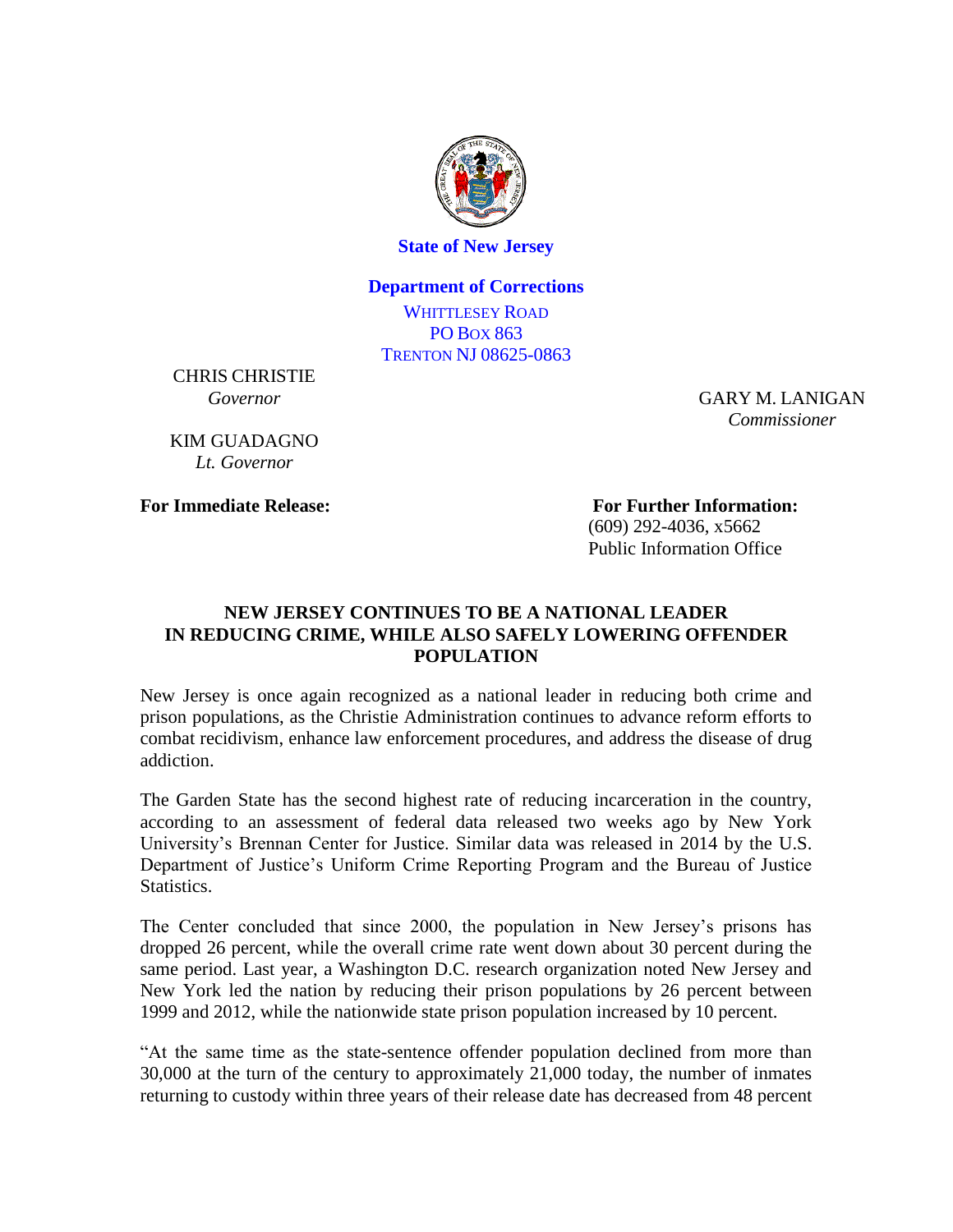**State of New Jersey**

**Department of Corrections**

WHITTLESEY ROAD
PO BOX 863
TRENTON NJ 08625-0863

CHRIS CHRISTIE
*Governor*

KIM GUADAGNO
*Lt. Governor*

GARY M. LANIGAN
*Commissioner*

**For Immediate Release:**

**For Further Information:**
(609) 292-4036, x5662
Public Information Office

# NEW JERSEY CONTINUES TO BE A NATIONAL LEADER IN REDUCING CRIME, WHILE ALSO SAFELY LOWERING OFFENDER POPULATION

New Jersey is once again recognized as a national leader in reducing both crime and prison populations, as the Christie Administration continues to advance reform efforts to combat recidivism, enhance law enforcement procedures, and address the disease of drug addiction.

The Garden State has the second highest rate of reducing incarceration in the country, according to an assessment of federal data released two weeks ago by New York University's Brennan Center for Justice. Similar data was released in 2014 by the U.S. Department of Justice's Uniform Crime Reporting Program and the Bureau of Justice Statistics.

The Center concluded that since 2000, the population in New Jersey's prisons has dropped 26 percent, while the overall crime rate went down about 30 percent during the same period. Last year, a Washington D.C. research organization noted New Jersey and New York led the nation by reducing their prison populations by 26 percent between 1999 and 2012, while the nationwide state prison population increased by 10 percent.

"At the same time as the state-sentence offender population declined from more than 30,000 at the turn of the century to approximately 21,000 today, the number of inmates returning to custody within three years of their release date has decreased from 48 percent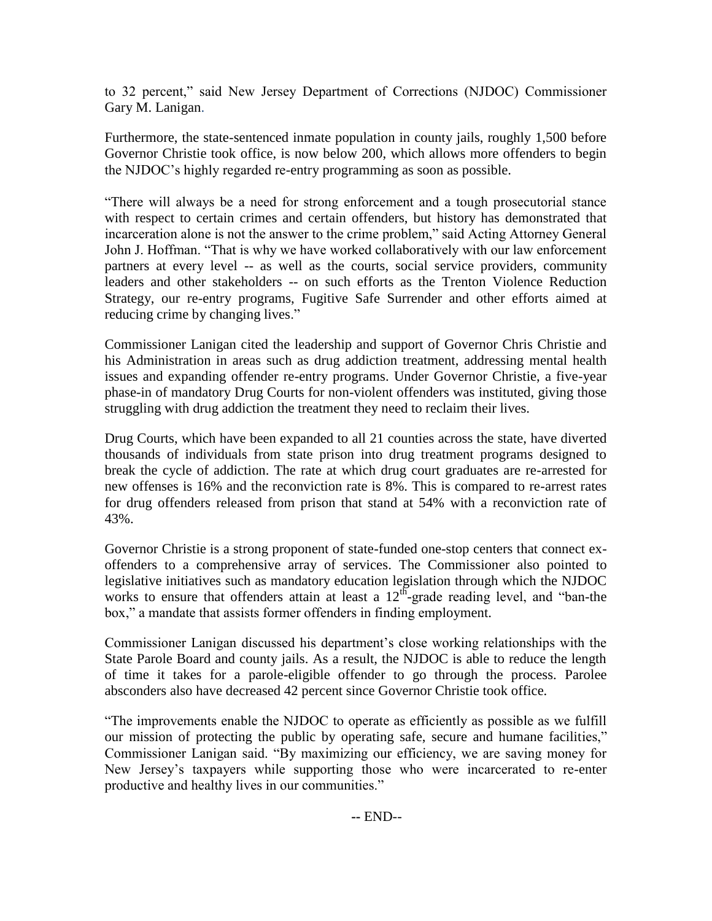to 32 percent," said New Jersey Department of Corrections (NJDOC) Commissioner Gary M. Lanigan.

Furthermore, the state-sentenced inmate population in county jails, roughly 1,500 before Governor Christie took office, is now below 200, which allows more offenders to begin the NJDOC's highly regarded re-entry programming as soon as possible.

"There will always be a need for strong enforcement and a tough prosecutorial stance with respect to certain crimes and certain offenders, but history has demonstrated that incarceration alone is not the answer to the crime problem," said Acting Attorney General John J. Hoffman. "That is why we have worked collaboratively with our law enforcement partners at every level -- as well as the courts, social service providers, community leaders and other stakeholders -- on such efforts as the Trenton Violence Reduction Strategy, our re-entry programs, Fugitive Safe Surrender and other efforts aimed at reducing crime by changing lives."

Commissioner Lanigan cited the leadership and support of Governor Chris Christie and his Administration in areas such as drug addiction treatment, addressing mental health issues and expanding offender re-entry programs. Under Governor Christie, a five-year phase-in of mandatory Drug Courts for non-violent offenders was instituted, giving those struggling with drug addiction the treatment they need to reclaim their lives.

Drug Courts, which have been expanded to all 21 counties across the state, have diverted thousands of individuals from state prison into drug treatment programs designed to break the cycle of addiction. The rate at which drug court graduates are re-arrested for new offenses is 16% and the reconviction rate is 8%. This is compared to re-arrest rates for drug offenders released from prison that stand at 54% with a reconviction rate of 43%.

Governor Christie is a strong proponent of state-funded one-stop centers that connect ex-offenders to a comprehensive array of services. The Commissioner also pointed to legislative initiatives such as mandatory education legislation through which the NJDOC works to ensure that offenders attain at least a 12th-grade reading level, and "ban-the box," a mandate that assists former offenders in finding employment.

Commissioner Lanigan discussed his department's close working relationships with the State Parole Board and county jails. As a result, the NJDOC is able to reduce the length of time it takes for a parole-eligible offender to go through the process. Parolee absconders also have decreased 42 percent since Governor Christie took office.

"The improvements enable the NJDOC to operate as efficiently as possible as we fulfill our mission of protecting the public by operating safe, secure and humane facilities," Commissioner Lanigan said. "By maximizing our efficiency, we are saving money for New Jersey's taxpayers while supporting those who were incarcerated to re-enter productive and healthy lives in our communities."

-- END--